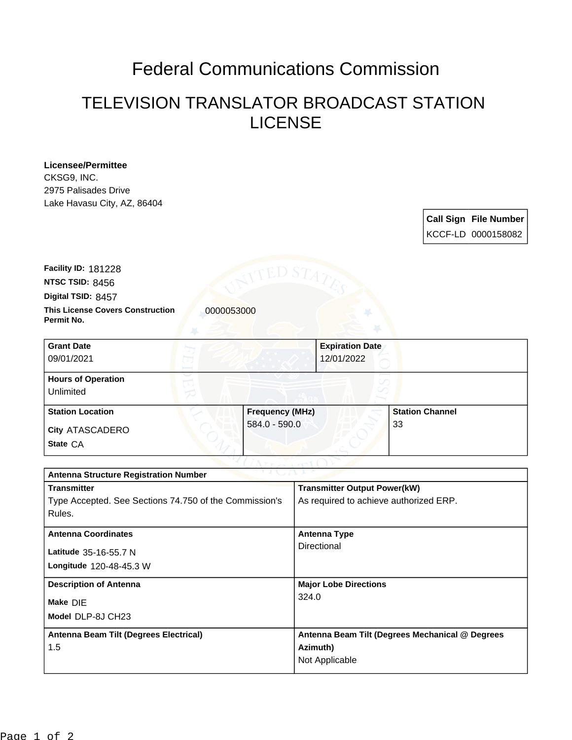# Federal Communications Commission

## TELEVISION TRANSLATOR BROADCAST STATION LICENSE

**Licensee/Permittee**
CKSG9, INC.
2975 Palisades Drive
Lake Havasu City, AZ, 86404

| Call Sign | File Number |
| --- | --- |
| KCCF-LD | 0000158082 |

**Facility ID:** 181228
**NTSC TSID:** 8456
**Digital TSID:** 8457
**This License Covers Construction Permit No.** 0000053000

| Grant Date | Expiration Date |
| --- | --- |
| 09/01/2021 | 12/01/2022 |

**Hours of Operation**
Unlimited

| Station Location | Frequency (MHz) | Station Channel |
| --- | --- | --- |
| City ATASCADERO<br>State CA | 584.0 - 590.0 | 33 |

**Antenna Structure Registration Number**

| Transmitter | Transmitter Output Power(kW) |
| --- | --- |
| Type Accepted. See Sections 74.750 of the Commission's Rules. | As required to achieve authorized ERP. |

| Antenna Coordinates | Antenna Type |
| --- | --- |
| Latitude 35-16-55.7 N<br>Longitude 120-48-45.3 W | Directional |

| Description of Antenna | Major Lobe Directions |
| --- | --- |
| Make DIE<br>Model DLP-8J CH23 | 324.0 |

| Antenna Beam Tilt (Degrees Electrical) | Antenna Beam Tilt (Degrees Mechanical @ Degrees Azimuth) |
| --- | --- |
| 1.5 | Not Applicable |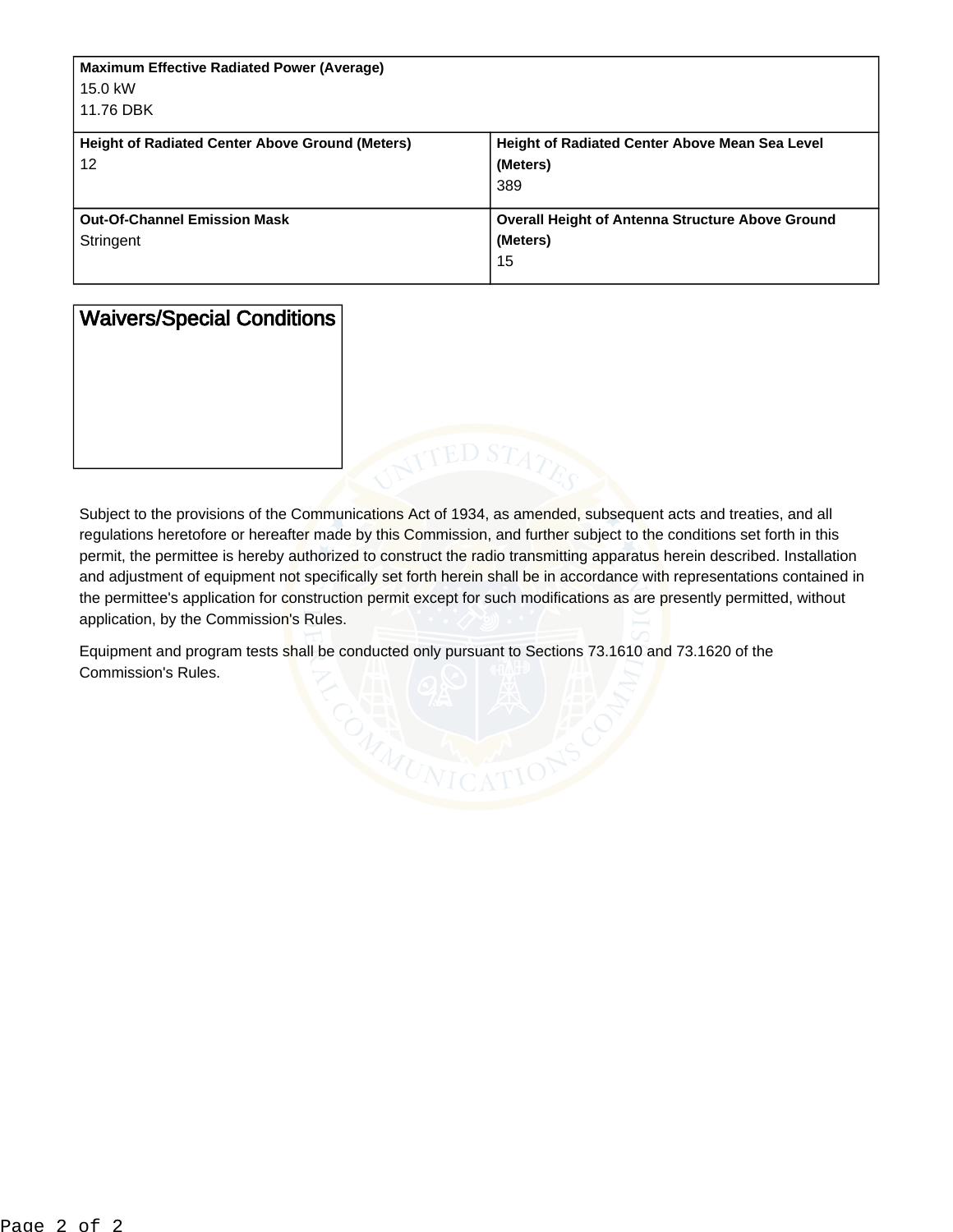| | |
|---|---|
| **Maximum Effective Radiated Power (Average)**<br>15.0 kW<br>11.76 DBK | |
| **Height of Radiated Center Above Ground (Meters)**<br>12 | **Height of Radiated Center Above Mean Sea Level (Meters)**<br>389 |
| **Out-Of-Channel Emission Mask**<br>Stringent | **Overall Height of Antenna Structure Above Ground (Meters)**<br>15 |

## Waivers/Special Conditions

Subject to the provisions of the Communications Act of 1934, as amended, subsequent acts and treaties, and all regulations heretofore or hereafter made by this Commission, and further subject to the conditions set forth in this permit, the permittee is hereby authorized to construct the radio transmitting apparatus herein described. Installation and adjustment of equipment not specifically set forth herein shall be in accordance with representations contained in the permittee's application for construction permit except for such modifications as are presently permitted, without application, by the Commission's Rules.

Equipment and program tests shall be conducted only pursuant to Sections 73.1610 and 73.1620 of the Commission's Rules.